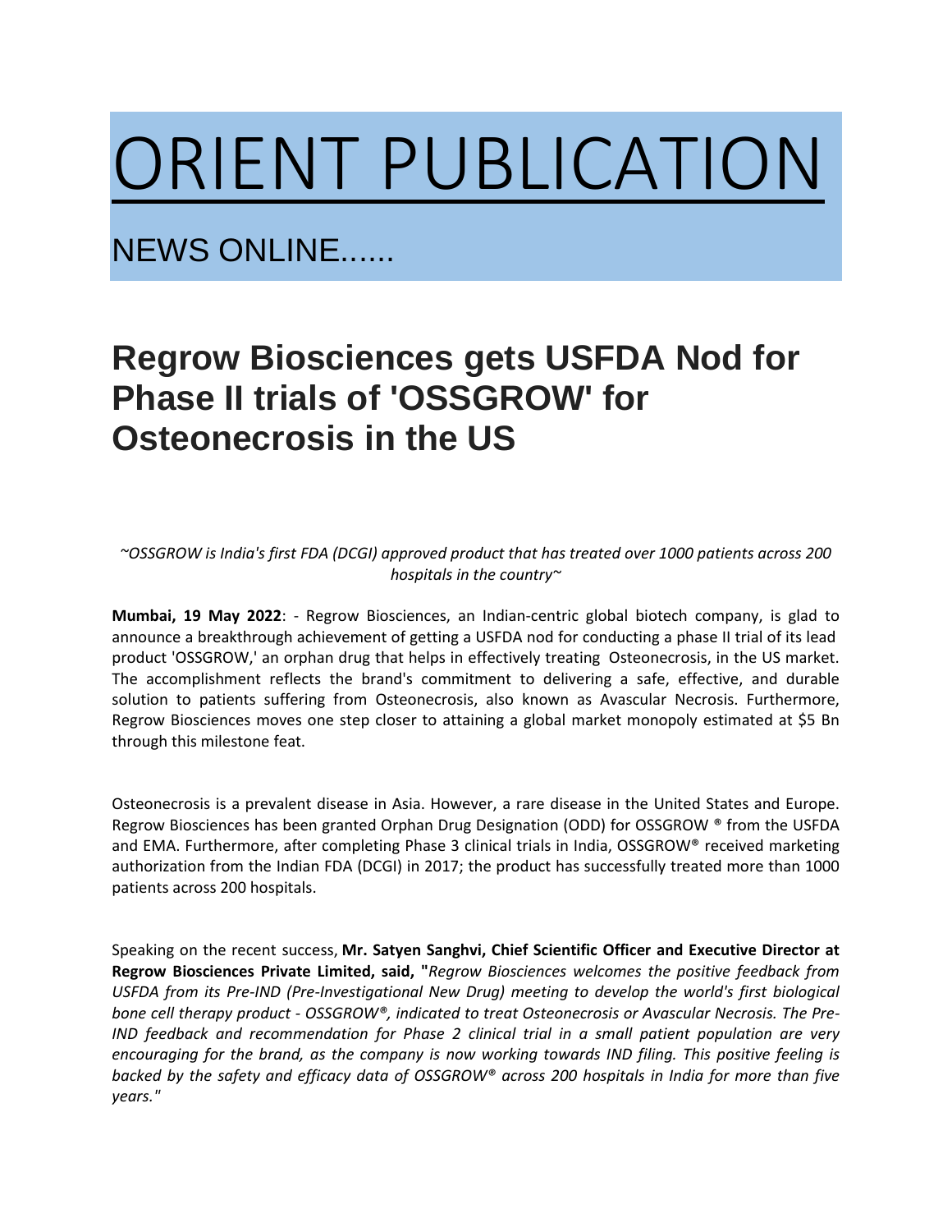# ORIENT PUBLICATION

NEWS ONLINE......

## Regrow Biosciences gets USFDA Nod for Phase II trials of 'OSSGROW' for Osteonecrosis in the US

*~OSSGROW is India's first FDA (DCGI) approved product that has treated over 1000 patients across 200 hospitals in the country~*

**Mumbai, 19 May 2022**: - Regrow Biosciences, an Indian-centric global biotech company, is glad to announce a breakthrough achievement of getting a USFDA nod for conducting a phase II trial of its lead product 'OSSGROW,' an orphan drug that helps in effectively treating Osteonecrosis, in the US market. The accomplishment reflects the brand's commitment to delivering a safe, effective, and durable solution to patients suffering from Osteonecrosis, also known as Avascular Necrosis. Furthermore, Regrow Biosciences moves one step closer to attaining a global market monopoly estimated at $5 Bn through this milestone feat.

Osteonecrosis is a prevalent disease in Asia. However, a rare disease in the United States and Europe. Regrow Biosciences has been granted Orphan Drug Designation (ODD) for OSSGROW ® from the USFDA and EMA. Furthermore, after completing Phase 3 clinical trials in India, OSSGROW® received marketing authorization from the Indian FDA (DCGI) in 2017; the product has successfully treated more than 1000 patients across 200 hospitals.

Speaking on the recent success, **Mr. Satyen Sanghvi, Chief Scientific Officer and Executive Director at Regrow Biosciences Private Limited, said, "***Regrow Biosciences welcomes the positive feedback from USFDA from its Pre-IND (Pre-Investigational New Drug) meeting to develop the world's first biological bone cell therapy product - OSSGROW®, indicated to treat Osteonecrosis or Avascular Necrosis. The Pre-IND feedback and recommendation for Phase 2 clinical trial in a small patient population are very encouraging for the brand, as the company is now working towards IND filing. This positive feeling is backed by the safety and efficacy data of OSSGROW® across 200 hospitals in India for more than five years."*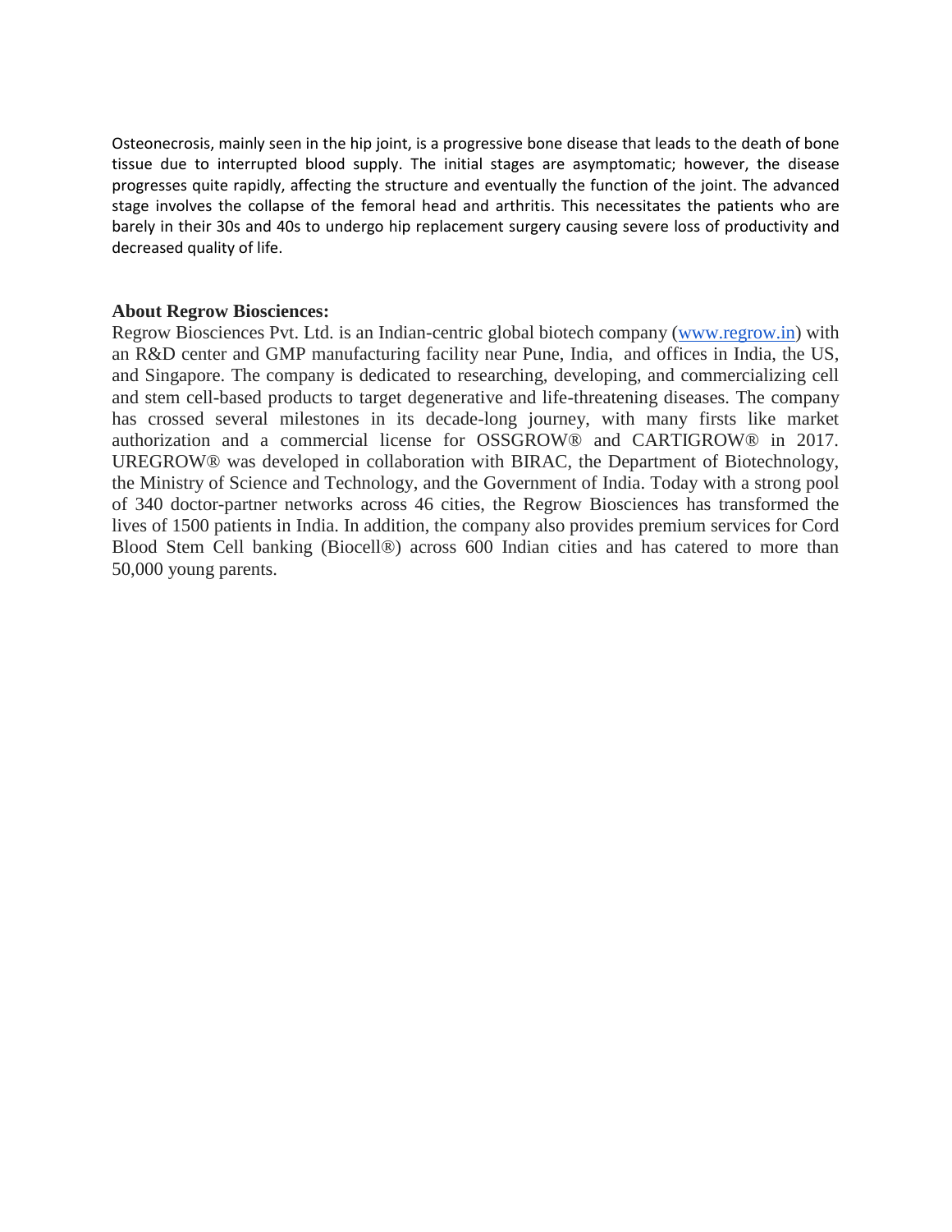Osteonecrosis, mainly seen in the hip joint, is a progressive bone disease that leads to the death of bone tissue due to interrupted blood supply. The initial stages are asymptomatic; however, the disease progresses quite rapidly, affecting the structure and eventually the function of the joint. The advanced stage involves the collapse of the femoral head and arthritis. This necessitates the patients who are barely in their 30s and 40s to undergo hip replacement surgery causing severe loss of productivity and decreased quality of life.

**About Regrow Biosciences:**

Regrow Biosciences Pvt. Ltd. is an Indian-centric global biotech company (www.regrow.in) with an R&D center and GMP manufacturing facility near Pune, India, and offices in India, the US, and Singapore. The company is dedicated to researching, developing, and commercializing cell and stem cell-based products to target degenerative and life-threatening diseases. The company has crossed several milestones in its decade-long journey, with many firsts like market authorization and a commercial license for OSSGROW® and CARTIGROW® in 2017. UREGROW® was developed in collaboration with BIRAC, the Department of Biotechnology, the Ministry of Science and Technology, and the Government of India. Today with a strong pool of 340 doctor-partner networks across 46 cities, the Regrow Biosciences has transformed the lives of 1500 patients in India. In addition, the company also provides premium services for Cord Blood Stem Cell banking (Biocell®) across 600 Indian cities and has catered to more than 50,000 young parents.